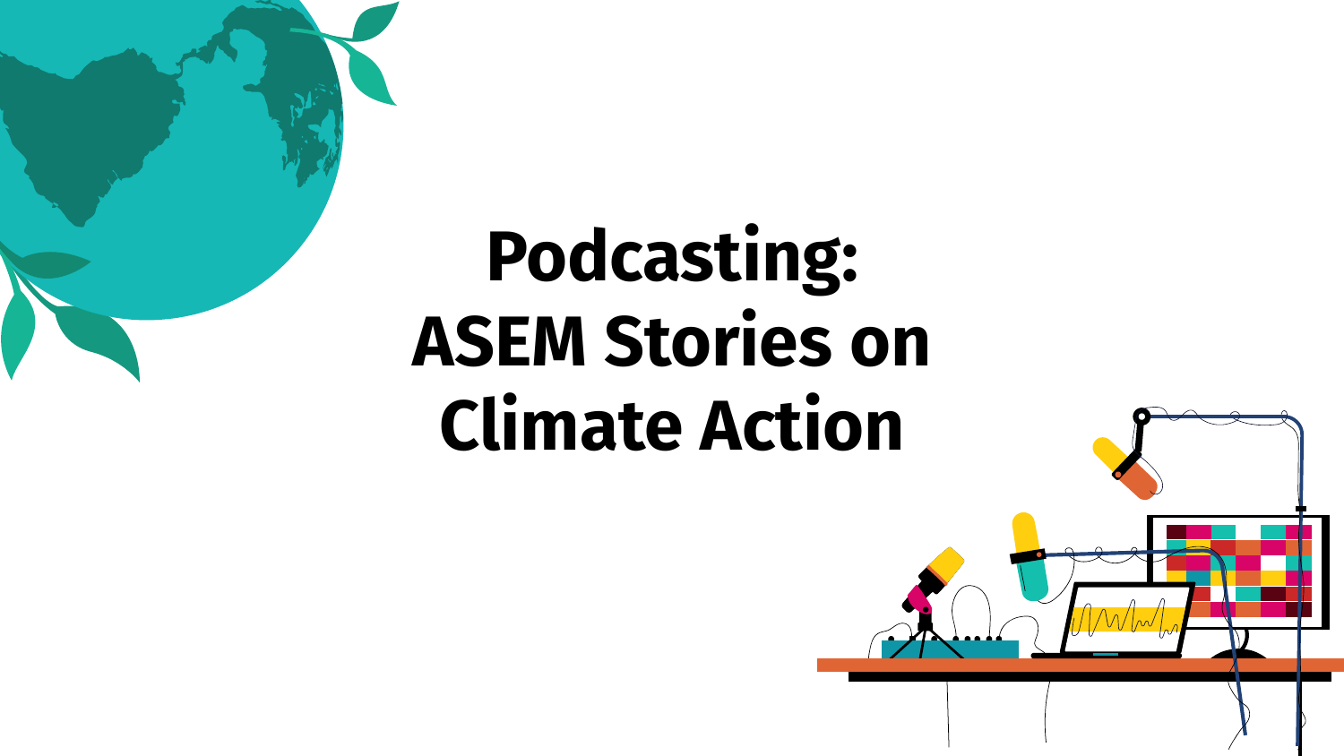# Podcasting: ASEM Stories on Climate Action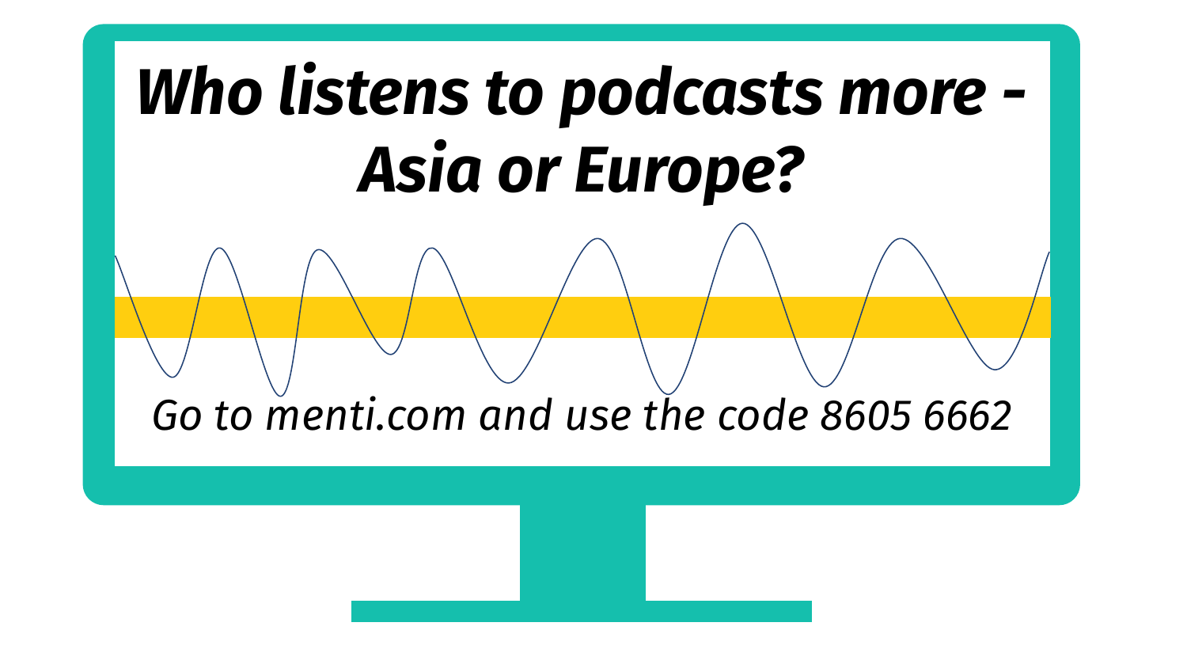# *Who listens to podcasts more - Asia or Europe?*

*Go to menti.com and use the code 8605 6662*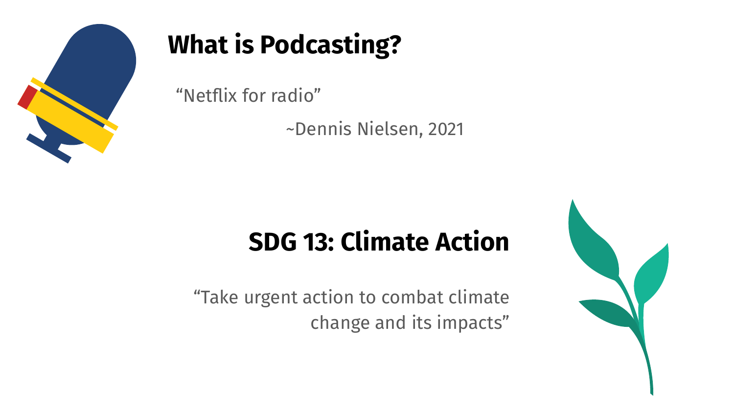## What is Podcasting?

"Netflix for radio"

~Dennis Nielsen, 2021

## SDG 13: Climate Action

"Take urgent action to combat climate change and its impacts"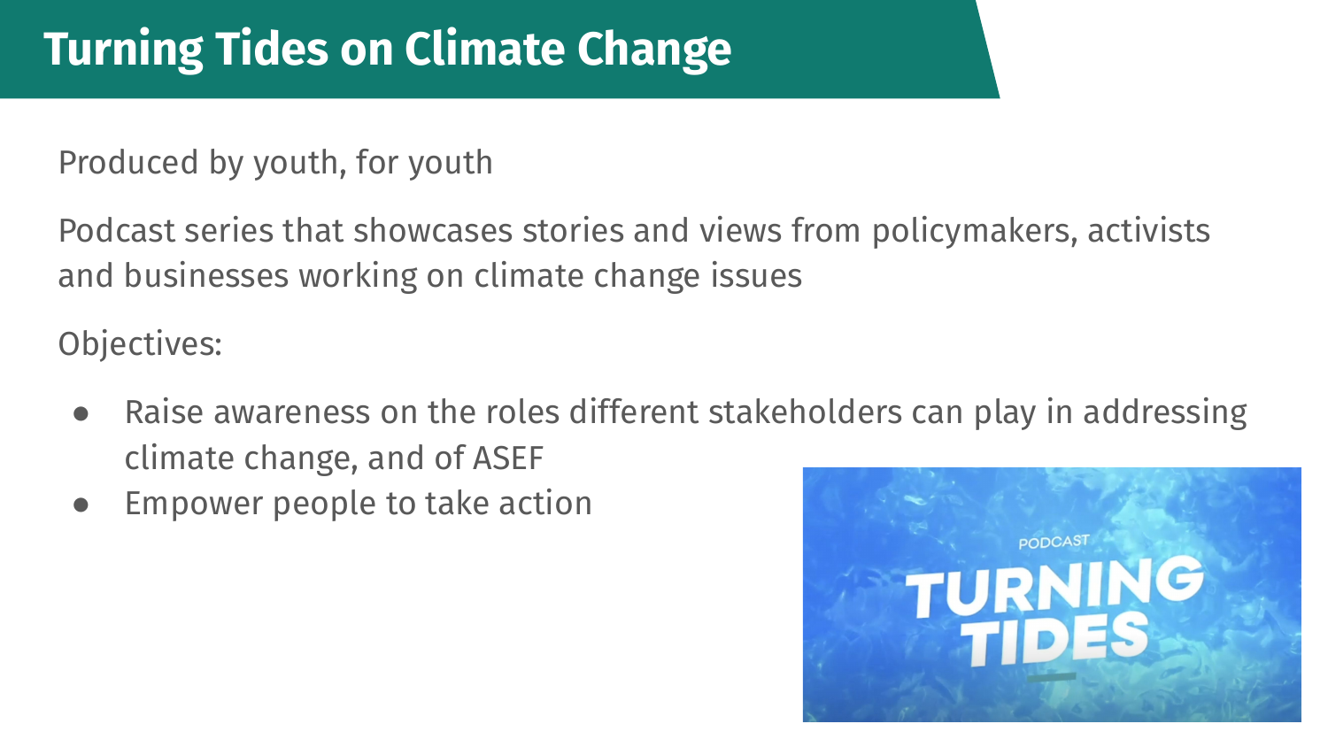# Turning Tides on Climate Change

Produced by youth, for youth

Podcast series that showcases stories and views from policymakers, activists and businesses working on climate change issues

Objectives:

- Raise awareness on the roles different stakeholders can play in addressing climate change, and of ASEF
- Empower people to take action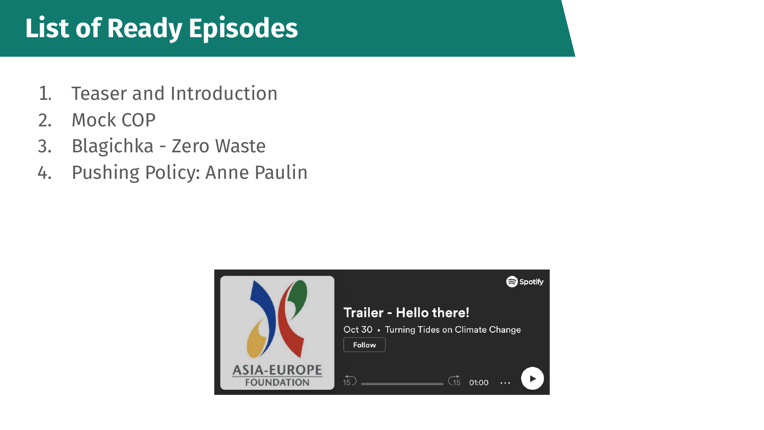# List of Ready Episodes

1. Teaser and Introduction
2. Mock COP
3. Blagichka - Zero Waste
4. Pushing Policy: Anne Paulin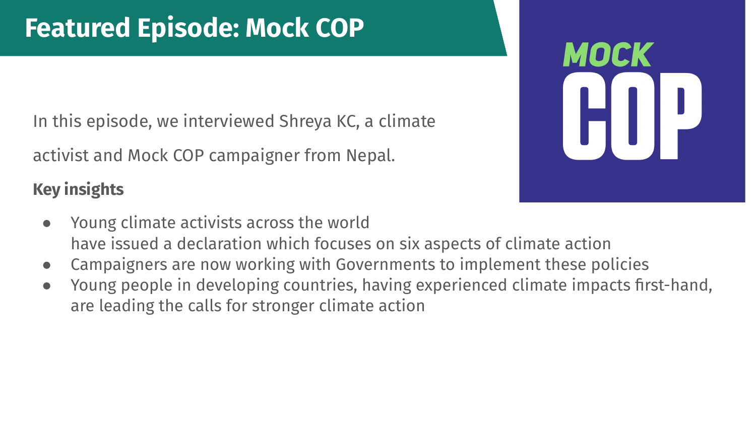# Featured Episode: Mock COP

MOCK COP

In this episode, we interviewed Shreya KC, a climate activist and Mock COP campaigner from Nepal.

**Key insights**

- Young climate activists across the world have issued a declaration which focuses on six aspects of climate action
- Campaigners are now working with Governments to implement these policies
- Young people in developing countries, having experienced climate impacts first-hand, are leading the calls for stronger climate action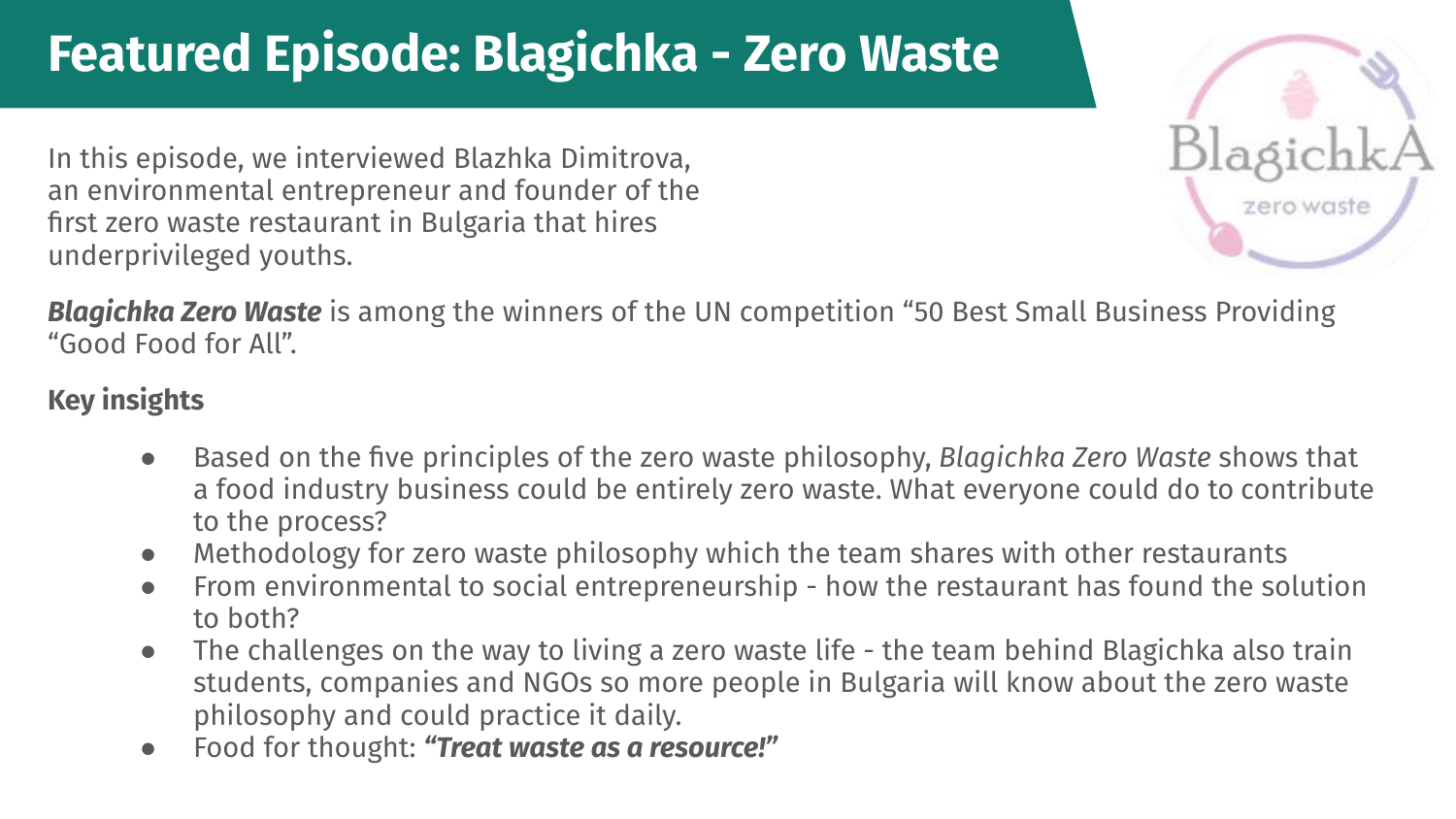# Featured Episode: Blagichka - Zero Waste

In this episode, we interviewed Blazhka Dimitrova, an environmental entrepreneur and founder of the first zero waste restaurant in Bulgaria that hires underprivileged youths.

***Blagichka Zero Waste*** is among the winners of the UN competition “50 Best Small Business Providing “Good Food for All”.

**Key insights**

- Based on the five principles of the zero waste philosophy, *Blagichka Zero Waste* shows that a food industry business could be entirely zero waste. What everyone could do to contribute to the process?
- Methodology for zero waste philosophy which the team shares with other restaurants
- From environmental to social entrepreneurship - how the restaurant has found the solution to both?
- The challenges on the way to living a zero waste life - the team behind Blagichka also train students, companies and NGOs so more people in Bulgaria will know about the zero waste philosophy and could practice it daily.
- Food for thought: ***“Treat waste as a resource!”***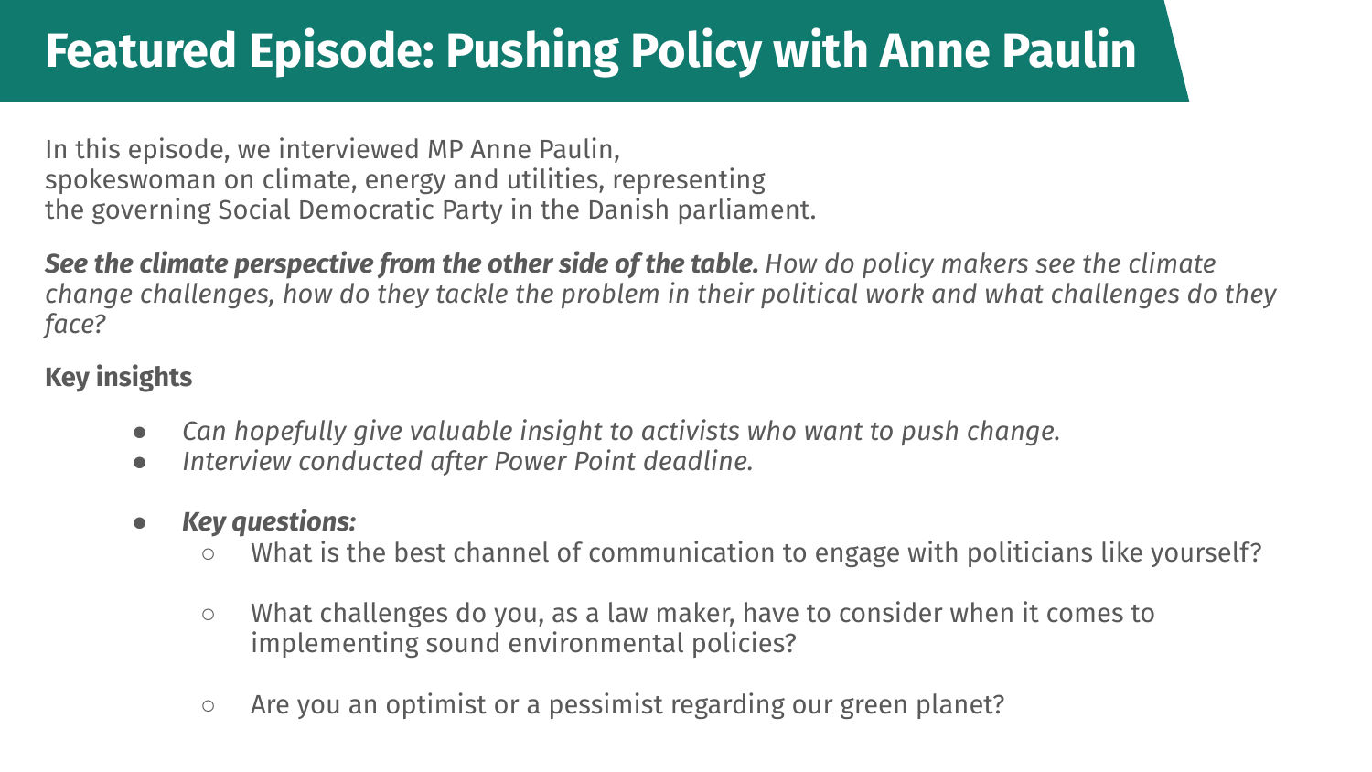# Featured Episode: Pushing Policy with Anne Paulin

In this episode, we interviewed MP Anne Paulin,
spokeswoman on climate, energy and utilities, representing
the governing Social Democratic Party in the Danish parliament.

***See the climate perspective from the other side of the table.*** *How do policy makers see the climate change challenges, how do they tackle the problem in their political work and what challenges do they face?*

**Key insights**

- *Can hopefully give valuable insight to activists who want to push change.*
- *Interview conducted after Power Point deadline.*

- ***Key questions:***
  - What is the best channel of communication to engage with politicians like yourself?
  - What challenges do you, as a law maker, have to consider when it comes to implementing sound environmental policies?
  - Are you an optimist or a pessimist regarding our green planet?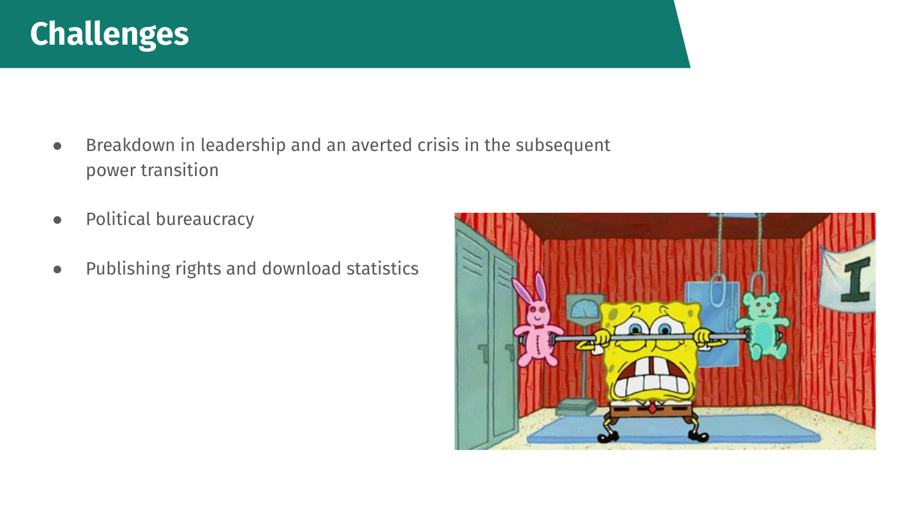# Challenges

- Breakdown in leadership and an averted crisis in the subsequent power transition
- Political bureaucracy
- Publishing rights and download statistics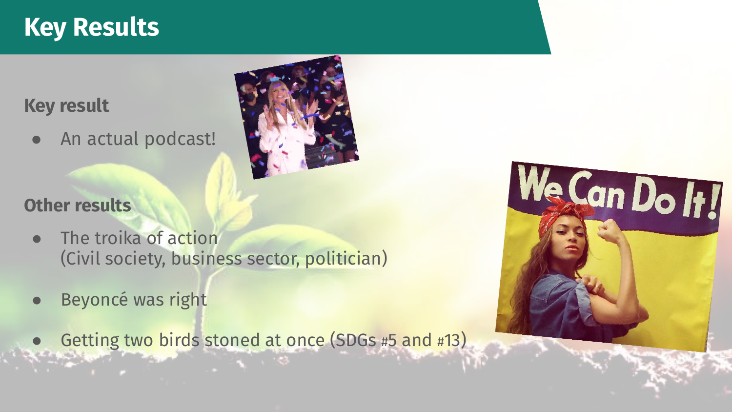# Key Results

## Key result

- An actual podcast!

## Other results

- The troika of action
  (Civil society, business sector, politician)
- Beyoncé was right
- Getting two birds stoned at once (SDGs #5 and #13)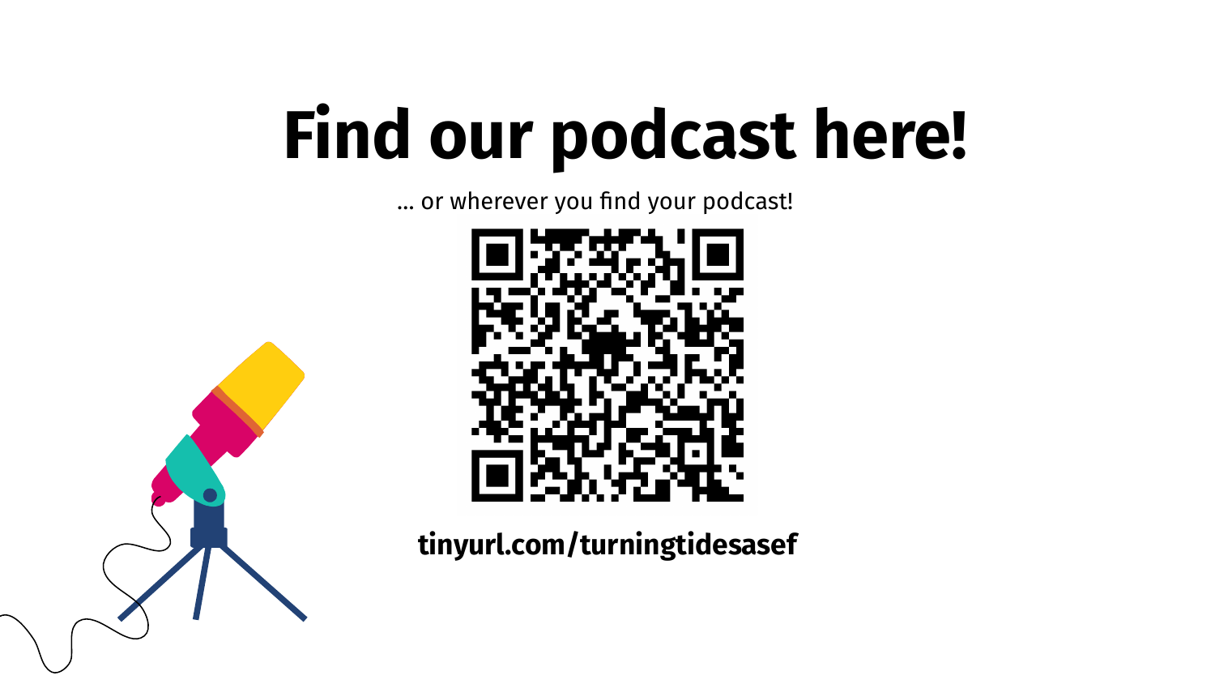# Find our podcast here!

... or wherever you find your podcast!

**tinyurl.com/turningtidesasef**